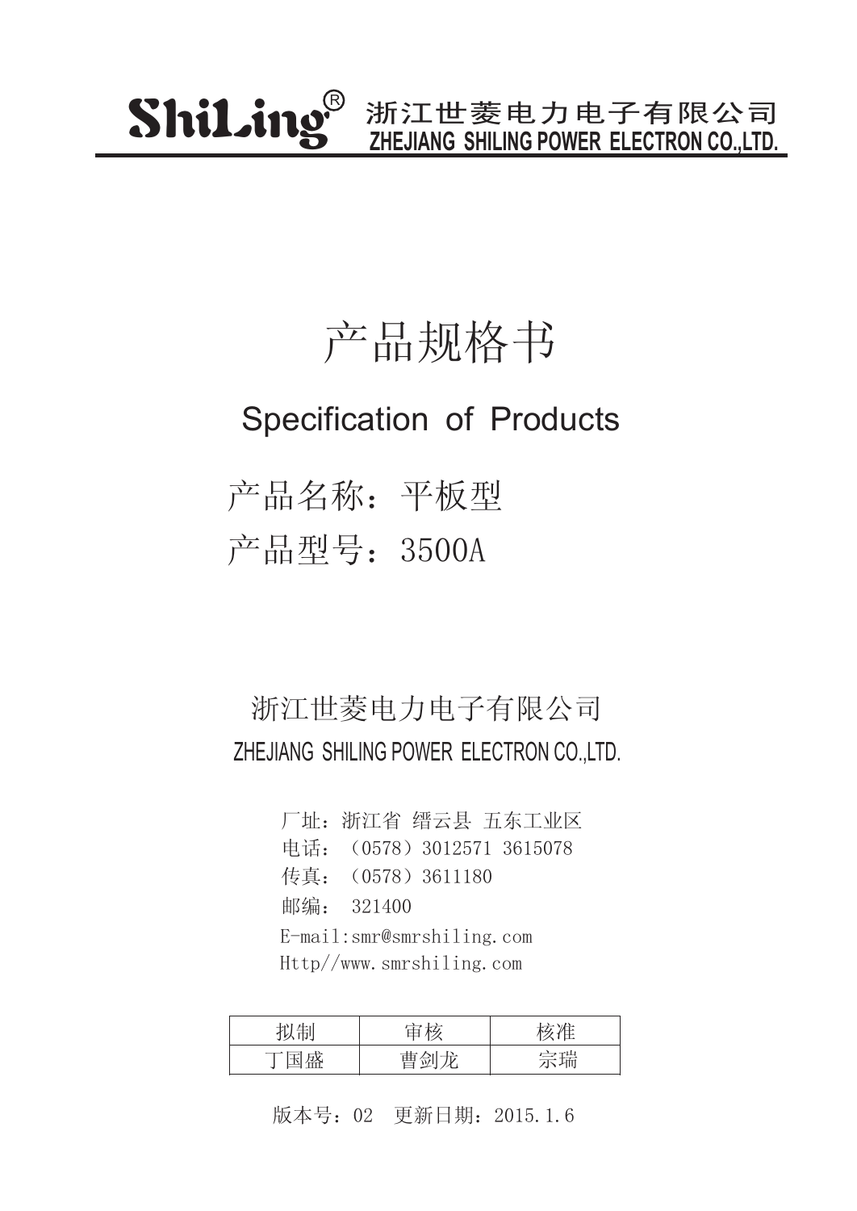ShiLing® 浙江世菱电力电子有限公司
ZHEJIANG SHILING POWER ELECTRON CO.,LTD.

# 产品规格书

## Specification of Products

产品名称：平板型

产品型号：3500A

浙江世菱电力电子有限公司

ZHEJIANG SHILING POWER ELECTRON CO.,LTD.

厂址：浙江省 缙云县 五东工业区

电话：（0578）3012571 3615078

传真：（0578）3611180

邮编： 321400

E-mail:smr@smrshiling.com

Http//www.smrshiling.com

| 拟制 | 审核 | 核准 |
| --- | --- | --- |
| 丁国盛 | 曹剑龙 | 宗瑞 |

版本号：02　更新日期：2015.1.6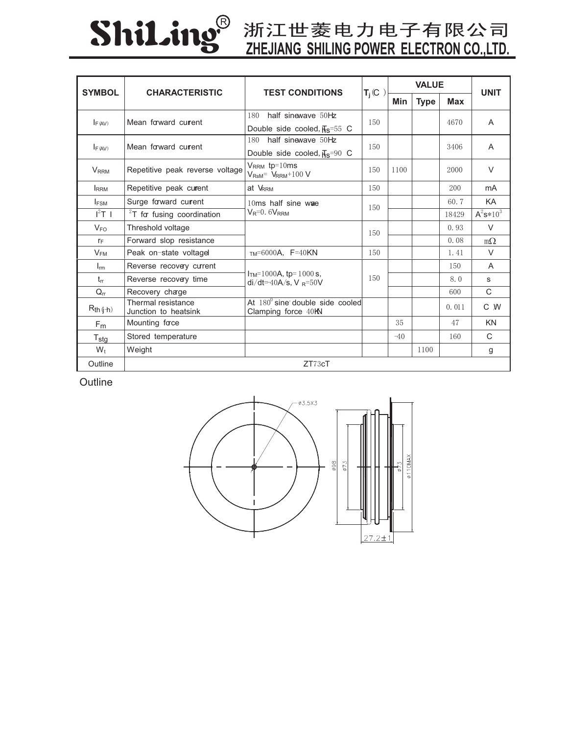# ShiLing® 浙江世菱电力电子有限公司
## ZHEJIANG SHILING POWER ELECTRON CO.,LTD.

| SYMBOL | CHARACTERISTIC | TEST CONDITIONS | $T_j$(°C) | VALUE | | | UNIT |
|---|---|---|---|---|---|---|---|
| | | | | Min | Type | Max | |
| $I_{F(AV)}$ | Mean forward current | 180° half sinewave 50Hz Double side cooled, $T_{hs}$=55°C | 150 | | | 4670 | A |
| $I_{F(AV)}$ | Mean forward current | 180° half sinewave 50Hz Double side cooled, $T_{hs}$=90°C | 150 | | | 3406 | A |
| $V_{RRM}$ | Repetitive peak reverse voltage | $V_{RRM}$ tp=10ms $V_{RSM}$= $V_{RRM}$+100 V | 150 | 1100 | | 2000 | V |
| $I_{RRM}$ | Repetitive peak current | at $V_{RRM}$ | 150 | | | 200 | mA |
| $I_{FSM}$ | Surge forward current | 10ms half sine wave $V_R$=0.6$V_{RRM}$ | 150 | | | 60.7 | KA |
| $I^2T$ | $I^2T$ for fusing coordination | | | | | 18429 | $A^2s*10^3$ |
| $V_{FO}$ | Threshold voltage | | 150 | | | 0.93 | V |
| $r_F$ | Forward slop resistance | | | | | 0.08 | mΩ |
| $V_{FM}$ | Peak on-state voltage | $I_{TM}$=6000A, F=40KN | 150 | | | 1.41 | V |
| $I_{rm}$ | Reverse recovery current | $I_{TM}$=1000A, tp=1000μs, di/dt=-40A/μs, $V_R$=50V | 150 | | | 150 | A |
| $t_{rr}$ | Reverse recovery time | | | | | 8.0 | μs |
| $Q_{rr}$ | Recovery charge | | | | | 600 | μC |
| $R_{th(j-h)}$ | Thermal resistance Junction to heatsink | At 180° sine, double side cooled Clamping force 40KN | | | | 0.011 | °C/W |
| $F_m$ | Mounting force | | | 35 | | 47 | KN |
| $T_{stg}$ | Stored temperature | | | -40 | | 160 | °C |
| $W_t$ | Weight | | | | 1100 | | g |
| Outline | ZT73cT | | | | | | |

Outline

φ3.5X3, φ98, φ73, φ73, φ110MAX, 27.2±1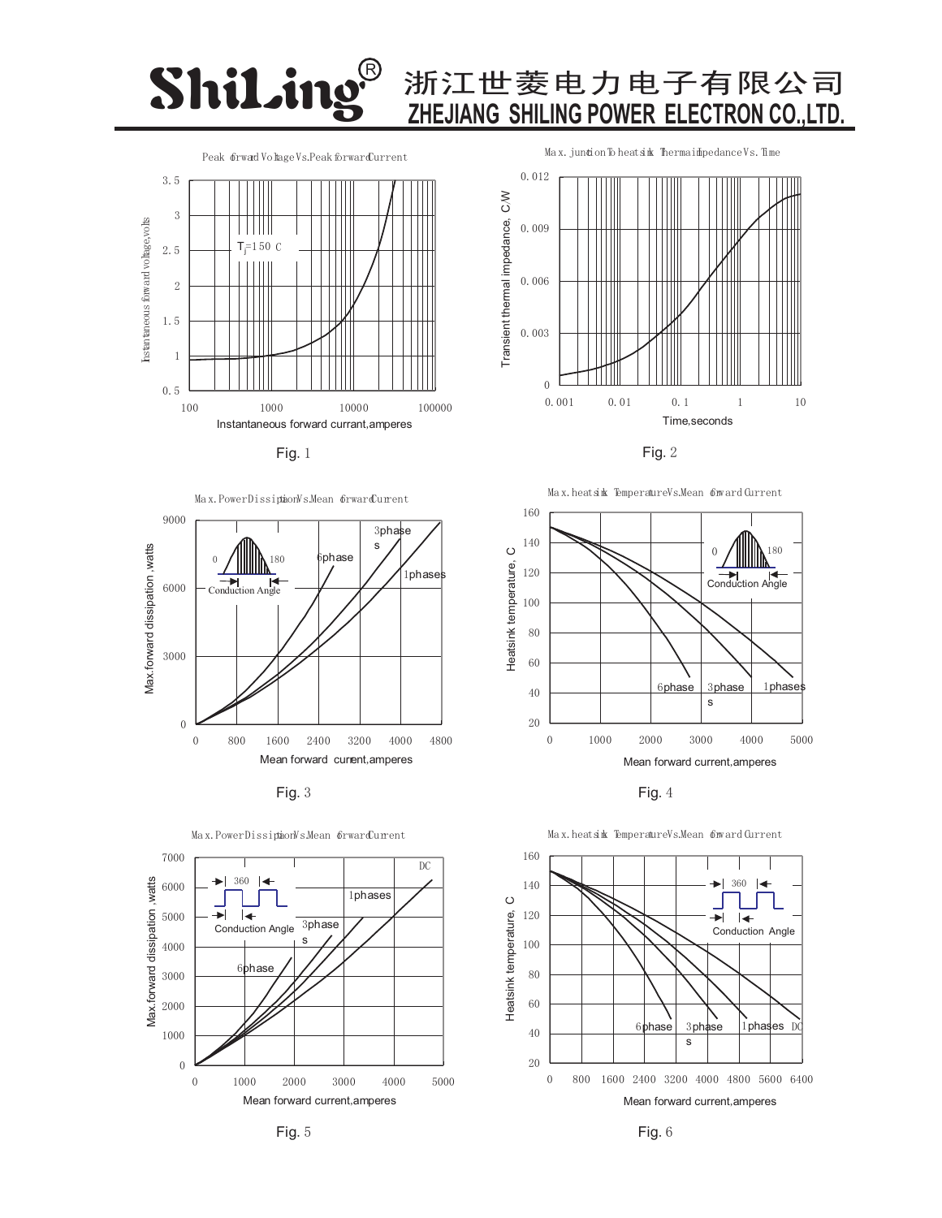# ShiLing®

浙江世菱电力电子有限公司
**ZHEJIANG SHILING POWER ELECTRON CO.,LTD.**

Peak forward Voltage Vs.Peak forward Current

Instantaneous forward voltage,volts

3.5
3
2.5
2
1.5
1
0.5

$T_j$=150 C

100 1000 10000 100000

Instantaneous forward currant,amperes

Fig. 1

Max. junction To heatsink Thermal impedance Vs. Time

Transient thermal impedance, C/W

0.012
0.009
0.006
0.003
0

0.001 0.01 0.1 1 10

Time,seconds

Fig. 2

Max.Power Dissipation Vs.Mean forward Current

Max.forward dissipation ,watts

9000
6000
3000
0

0 180
Conduction Angle

6phase
3phases
1phases

0 800 1600 2400 3200 4000 4800

Mean forward current,amperes

Fig. 3

Max. heatsink Temperature Vs.Mean forward Current

Heatsink temperature, C

160
140
120
100
80
60
40
20

0 180
Conduction Angle

6phase
3phases
1phases

0 1000 2000 3000 4000 5000

Mean forward current,amperes

Fig. 4

Max.Power Dissipation Vs.Mean forward Current

Max.forward dissipation ,watts

7000
6000
5000
4000
3000
2000
1000
0

360
Conduction Angle

DC
1phases
3phases
6phase

0 1000 2000 3000 4000 5000

Mean forward current,amperes

Fig. 5

Max. heatsink Temperature Vs.Mean forward Current

Heatsink temperature, C

160
140
120
100
80
60
40
20

360
Conduction Angle

6phase
3phases
1phases
DC

0 800 1600 2400 3200 4000 4800 5600 6400

Mean forward current,amperes

Fig. 6